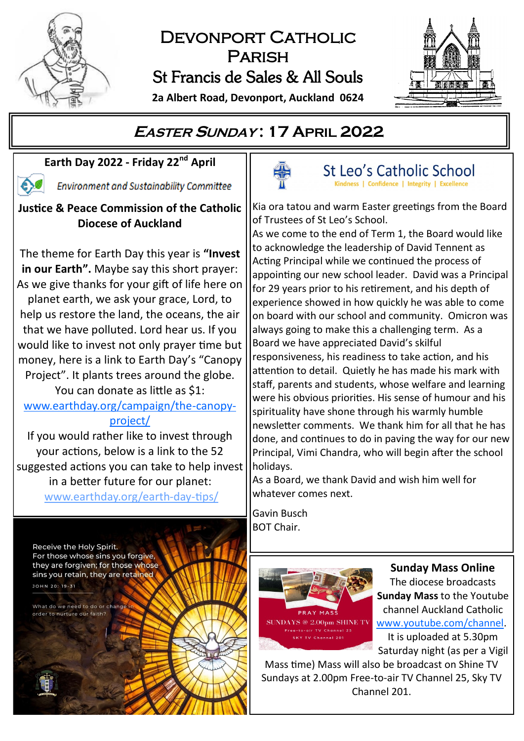# Devonport Catholic Parish

## St Francis de Sales & All Souls

**2a Albert Road, Devonport, Auckland 0624**

## *Easter Sunday*: 17 April 2022

### Earth Day 2022 - Friday 22nd April

*Environment and Sustainability Committee*

**Justice & Peace Commission of the Catholic Diocese of Auckland**

The theme for Earth Day this year is **"Invest in our Earth".** Maybe say this short prayer: As we give thanks for your gift of life here on planet earth, we ask your grace, Lord, to help us restore the land, the oceans, the air that we have polluted. Lord hear us. If you would like to invest not only prayer time but money, here is a link to Earth Day's "Canopy Project". It plants trees around the globe. You can donate as little as $1: www.earthday.org/campaign/the-canopy-project/

If you would rather like to invest through your actions, below is a link to the 52 suggested actions you can take to help invest in a better future for our planet: www.earthday.org/earth-day-tips/

Receive the Holy Spirit. For those whose sins you forgive, they are forgiven; for those whose sins you retain, they are retained

JOHN 20: 19-31

What do we need to do or change in order to nurture our faith?

### St Leo's Catholic School

Kindness | Confidence | Integrity | Excellence

Kia ora tatou and warm Easter greetings from the Board of Trustees of St Leo's School.

As we come to the end of Term 1, the Board would like to acknowledge the leadership of David Tennent as Acting Principal while we continued the process of appointing our new school leader. David was a Principal for 29 years prior to his retirement, and his depth of experience showed in how quickly he was able to come on board with our school and community. Omicron was always going to make this a challenging term. As a Board we have appreciated David's skilful responsiveness, his readiness to take action, and his attention to detail. Quietly he has made his mark with staff, parents and students, whose welfare and learning were his obvious priorities. His sense of humour and his spirituality have shone through his warmly humble newsletter comments. We thank him for all that he has done, and continues to do in paving the way for our new Principal, Vimi Chandra, who will begin after the school holidays.

As a Board, we thank David and wish him well for whatever comes next.

Gavin Busch
BOT Chair.

### Sunday Mass Online

PRAY MASS
SUNDAYS @ 2.00pm SHINE TV
Free-to-air TV Channel 25
SKY TV Channel 201

The diocese broadcasts **Sunday Mass** to the Youtube channel Auckland Catholic www.youtube.com/channel. It is uploaded at 5.30pm Saturday night (as per a Vigil Mass time) Mass will also be broadcast on Shine TV Sundays at 2.00pm Free-to-air TV Channel 25, Sky TV Channel 201.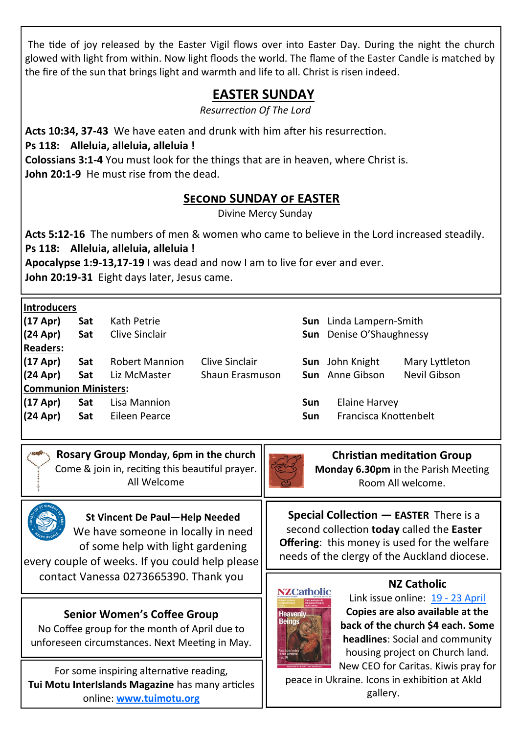The tide of joy released by the Easter Vigil flows over into Easter Day. During the night the church glowed with light from within. Now light floods the world. The flame of the Easter Candle is matched by the fire of the sun that brings light and warmth and life to all. Christ is risen indeed.

## EASTER SUNDAY

*Resurrection Of The Lord*

**Acts 10:34, 37-43** We have eaten and drunk with him after his resurrection.
**Ps 118: Alleluia, alleluia, alleluia !**
**Colossians 3:1-4** You must look for the things that are in heaven, where Christ is.
**John 20:1-9** He must rise from the dead.

## SECOND SUNDAY OF EASTER

Divine Mercy Sunday

**Acts 5:12-16** The numbers of men & women who came to believe in the Lord increased steadily.
**Ps 118: Alleluia, alleluia, alleluia !**
**Apocalypse 1:9-13,17-19** I was dead and now I am to live for ever and ever.
**John 20:19-31** Eight days later, Jesus came.

| **Introducers** | | | | | | |
|---|---|---|---|---|---|---|
| **(17 Apr)** | **Sat** | Kath Petrie | | **Sun** | Linda Lampern-Smith | |
| **(24 Apr)** | **Sat** | Clive Sinclair | | **Sun** | Denise O'Shaughnessy | |
| **Readers:** | | | | | | |
| **(17 Apr)** | **Sat** | Robert Mannion | Clive Sinclair | **Sun** | John Knight | Mary Lyttleton |
| **(24 Apr)** | **Sat** | Liz McMaster | Shaun Erasmuson | **Sun** | Anne Gibson | Nevil Gibson |
| **Communion Ministers:** | | | | | | |
| **(17 Apr)** | **Sat** | Lisa Mannion | | **Sun** | Elaine Harvey | |
| **(24 Apr)** | **Sat** | Eileen Pearce | | **Sun** | Francisca Knottenbelt | |

**Rosary Group Monday, 6pm in the church**
Come & join in, reciting this beautiful prayer. All Welcome

**Christian meditation Group**
**Monday 6.30pm** in the Parish Meeting Room All welcome.

**St Vincent De Paul—Help Needed**
We have someone in locally in need of some help with light gardening every couple of weeks. If you could help please contact Vanessa 0273665390. Thank you

**Special Collection — EASTER** There is a second collection **today** called the **Easter Offering**: this money is used for the welfare needs of the clergy of the Auckland diocese.

**Senior Women's Coffee Group**
No Coffee group for the month of April due to unforeseen circumstances. Next Meeting in May.

**NZ Catholic**
Link issue online: 19 - 23 April
**Copies are also available at the back of the church $4 each. Some headlines**: Social and community housing project on Church land. New CEO for Caritas. Kiwis pray for peace in Ukraine. Icons in exhibition at Akld gallery.

For some inspiring alternative reading, **Tui Motu InterIslands Magazine** has many articles online: **www.tuimotu.org**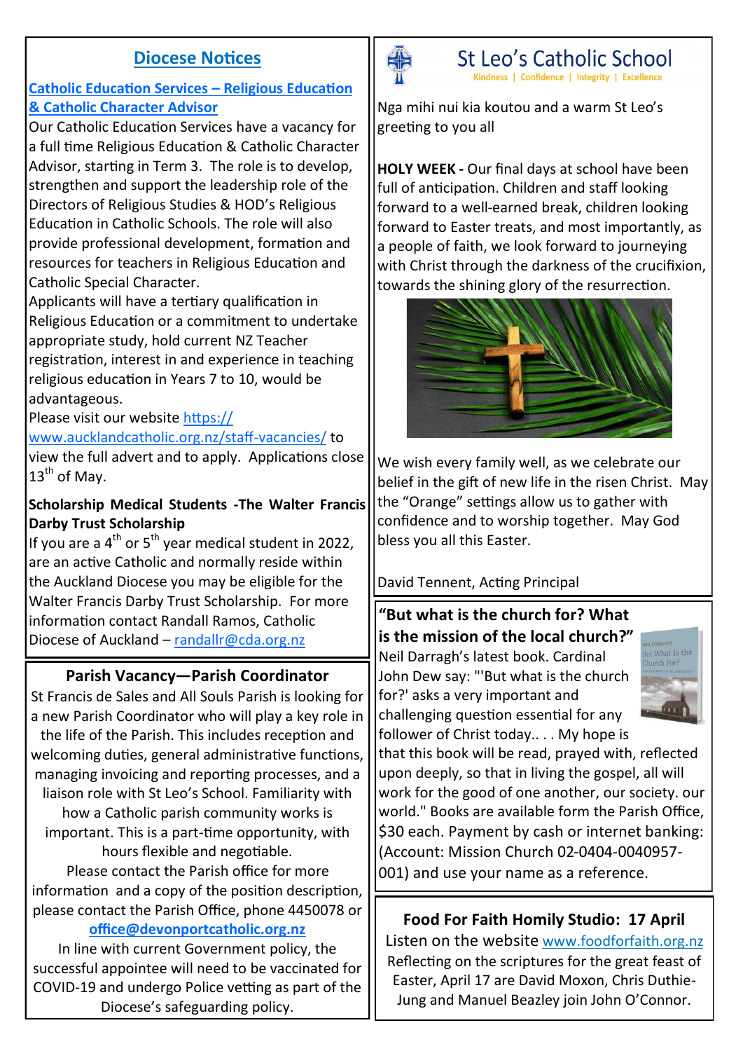## Diocese Notices

### Catholic Education Services – Religious Education & Catholic Character Advisor

Our Catholic Education Services have a vacancy for a full time Religious Education & Catholic Character Advisor, starting in Term 3. The role is to develop, strengthen and support the leadership role of the Directors of Religious Studies & HOD's Religious Education in Catholic Schools. The role will also provide professional development, formation and resources for teachers in Religious Education and Catholic Special Character.

Applicants will have a tertiary qualification in Religious Education or a commitment to undertake appropriate study, hold current NZ Teacher registration, interest in and experience in teaching religious education in Years 7 to 10, would be advantageous.

Please visit our website https://www.aucklandcatholic.org.nz/staff-vacancies/ to view the full advert and to apply. Applications close 13th of May.

**Scholarship Medical Students -The Walter Francis Darby Trust Scholarship**

If you are a 4th or 5th year medical student in 2022, are an active Catholic and normally reside within the Auckland Diocese you may be eligible for the Walter Francis Darby Trust Scholarship. For more information contact Randall Ramos, Catholic Diocese of Auckland – randallr@cda.org.nz

### Parish Vacancy—Parish Coordinator

St Francis de Sales and All Souls Parish is looking for a new Parish Coordinator who will play a key role in the life of the Parish. This includes reception and welcoming duties, general administrative functions, managing invoicing and reporting processes, and a liaison role with St Leo's School. Familiarity with how a Catholic parish community works is important. This is a part-time opportunity, with hours flexible and negotiable.

Please contact the Parish office for more information and a copy of the position description, please contact the Parish Office, phone 4450078 or **office@devonportcatholic.org.nz**

In line with current Government policy, the successful appointee will need to be vaccinated for COVID-19 and undergo Police vetting as part of the Diocese's safeguarding policy.

## St Leo's Catholic School

Kindness | Confidence | Integrity | Excellence

Nga mihi nui kia koutou and a warm St Leo's greeting to you all

**HOLY WEEK -** Our final days at school have been full of anticipation. Children and staff looking forward to a well-earned break, children looking forward to Easter treats, and most importantly, as a people of faith, we look forward to journeying with Christ through the darkness of the crucifixion, towards the shining glory of the resurrection.

We wish every family well, as we celebrate our belief in the gift of new life in the risen Christ. May the "Orange" settings allow us to gather with confidence and to worship together. May God bless you all this Easter.

David Tennent, Acting Principal

**"But what is the church for? What is the mission of the local church?"**

Neil Darragh's latest book. Cardinal John Dew say: "'But what is the church for?' asks a very important and challenging question essential for any follower of Christ today.. . . My hope is that this book will be read, prayed with, reflected upon deeply, so that in living the gospel, all will work for the good of one another, our society. our world." Books are available form the Parish Office, $30 each. Payment by cash or internet banking: (Account: Mission Church 02-0404-0040957-001) and use your name as a reference.

### Food For Faith Homily Studio: 17 April

Listen on the website www.foodforfaith.org.nz

Reflecting on the scriptures for the great feast of Easter, April 17 are David Moxon, Chris Duthie-Jung and Manuel Beazley join John O'Connor.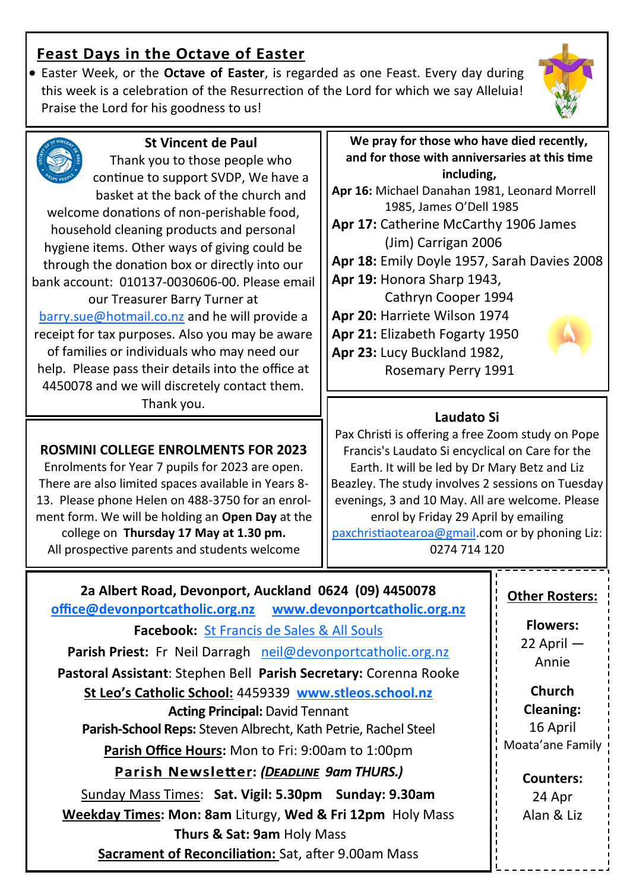## Feast Days in the Octave of Easter

- Easter Week, or the **Octave of Easter**, is regarded as one Feast. Every day during this week is a celebration of the Resurrection of the Lord for which we say Alleluia! Praise the Lord for his goodness to us!

### St Vincent de Paul

Thank you to those people who continue to support SVDP, We have a basket at the back of the church and welcome donations of non-perishable food, household cleaning products and personal hygiene items. Other ways of giving could be through the donation box or directly into our bank account: 010137-0030606-00. Please email our Treasurer Barry Turner at barry.sue@hotmail.co.nz and he will provide a receipt for tax purposes. Also you may be aware of families or individuals who may need our help. Please pass their details into the office at 4450078 and we will discretely contact them. Thank you.

**We pray for those who have died recently, and for those with anniversaries at this time including,**

**Apr 16:** Michael Danahan 1981, Leonard Morrell 1985, James O'Dell 1985
**Apr 17:** Catherine McCarthy 1906 James (Jim) Carrigan 2006
**Apr 18:** Emily Doyle 1957, Sarah Davies 2008
**Apr 19:** Honora Sharp 1943, Cathryn Cooper 1994
**Apr 20:** Harriete Wilson 1974
**Apr 21:** Elizabeth Fogarty 1950
**Apr 23:** Lucy Buckland 1982, Rosemary Perry 1991

### ROSMINI COLLEGE ENROLMENTS FOR 2023

Enrolments for Year 7 pupils for 2023 are open. There are also limited spaces available in Years 8-13. Please phone Helen on 488-3750 for an enrolment form. We will be holding an **Open Day** at the college on **Thursday 17 May at 1.30 pm.**
All prospective parents and students welcome

### Laudato Si

Pax Christi is offering a free Zoom study on Pope Francis's Laudato Si encyclical on Care for the Earth. It will be led by Dr Mary Betz and Liz Beazley. The study involves 2 sessions on Tuesday evenings, 3 and 10 May. All are welcome. Please enrol by Friday 29 April by emailing paxchristiaotearoa@gmail.com or by phoning Liz: 0274 714 120

**2a Albert Road, Devonport, Auckland 0624 (09) 4450078**
office@devonportcatholic.org.nz www.devonportcatholic.org.nz
**Facebook:** St Francis de Sales & All Souls
**Parish Priest:** Fr Neil Darragh neil@devonportcatholic.org.nz
**Pastoral Assistant**: Stephen Bell **Parish Secretary:** Corenna Rooke
**St Leo's Catholic School:** 4459339 **www.stleos.school.nz**
**Acting Principal:** David Tennant
**Parish-School Reps:** Steven Albrecht, Kath Petrie, Rachel Steel
**Parish Office Hours**: Mon to Fri: 9:00am to 1:00pm
**Parish Newsletter:** ***(Deadline 9am THURS.)***
Sunday Mass Times: **Sat. Vigil: 5.30pm Sunday: 9.30am**
**Weekday Times: Mon: 8am** Liturgy, **Wed & Fri 12pm** Holy Mass
**Thurs & Sat: 9am** Holy Mass
**Sacrament of Reconciliation:** Sat, after 9.00am Mass

**Other Rosters:**

**Flowers:**
22 April — Annie

**Church Cleaning:**
16 April
Moata'ane Family

**Counters:**
24 Apr
Alan & Liz